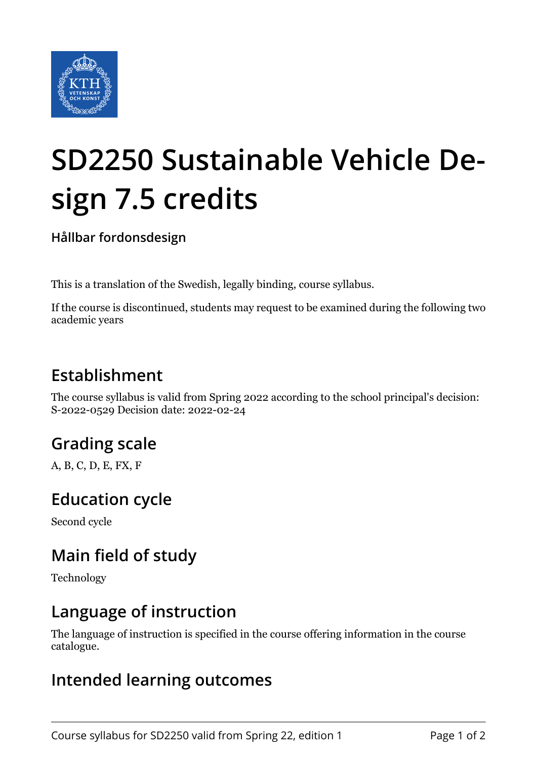# SD2250 Sustainable Vehicle Design 7.5 credits

**Hållbar fordonsdesign**

This is a translation of the Swedish, legally binding, course syllabus.

If the course is discontinued, students may request to be examined during the following two academic years

## Establishment

The course syllabus is valid from Spring 2022 according to the school principal's decision: S-2022-0529 Decision date: 2022-02-24

## Grading scale

A, B, C, D, E, FX, F

## Education cycle

Second cycle

## Main field of study

Technology

## Language of instruction

The language of instruction is specified in the course offering information in the course catalogue.

## Intended learning outcomes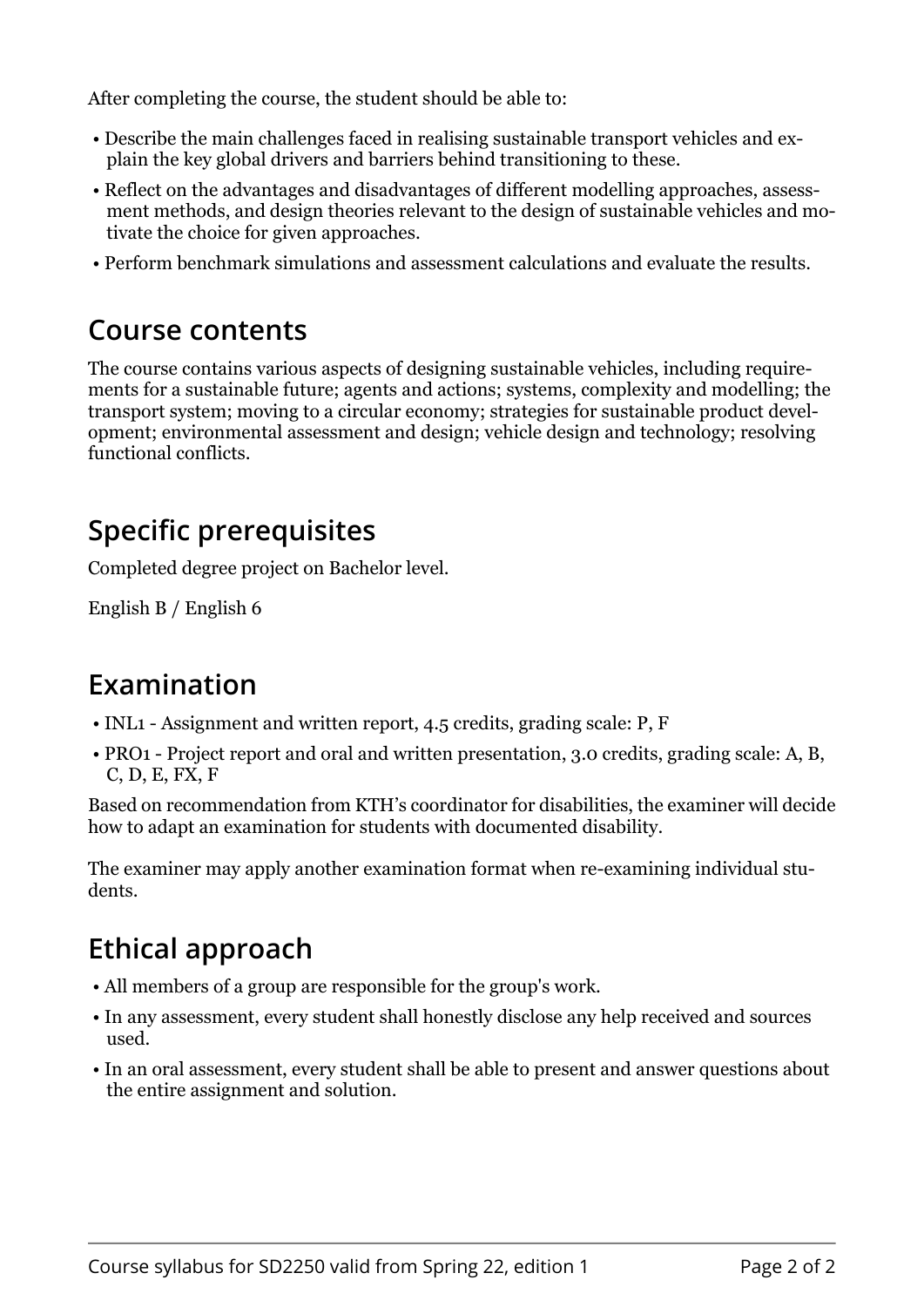After completing the course, the student should be able to:

- Describe the main challenges faced in realising sustainable transport vehicles and explain the key global drivers and barriers behind transitioning to these.
- Reflect on the advantages and disadvantages of different modelling approaches, assessment methods, and design theories relevant to the design of sustainable vehicles and motivate the choice for given approaches.
- Perform benchmark simulations and assessment calculations and evaluate the results.

## Course contents

The course contains various aspects of designing sustainable vehicles, including requirements for a sustainable future; agents and actions; systems, complexity and modelling; the transport system; moving to a circular economy; strategies for sustainable product development; environmental assessment and design; vehicle design and technology; resolving functional conflicts.

## Specific prerequisites

Completed degree project on Bachelor level.

English B / English 6

## Examination

- INL1 - Assignment and written report, 4.5 credits, grading scale: P, F
- PRO1 - Project report and oral and written presentation, 3.0 credits, grading scale: A, B, C, D, E, FX, F

Based on recommendation from KTH's coordinator for disabilities, the examiner will decide how to adapt an examination for students with documented disability.

The examiner may apply another examination format when re-examining individual students.

## Ethical approach

- All members of a group are responsible for the group's work.
- In any assessment, every student shall honestly disclose any help received and sources used.
- In an oral assessment, every student shall be able to present and answer questions about the entire assignment and solution.